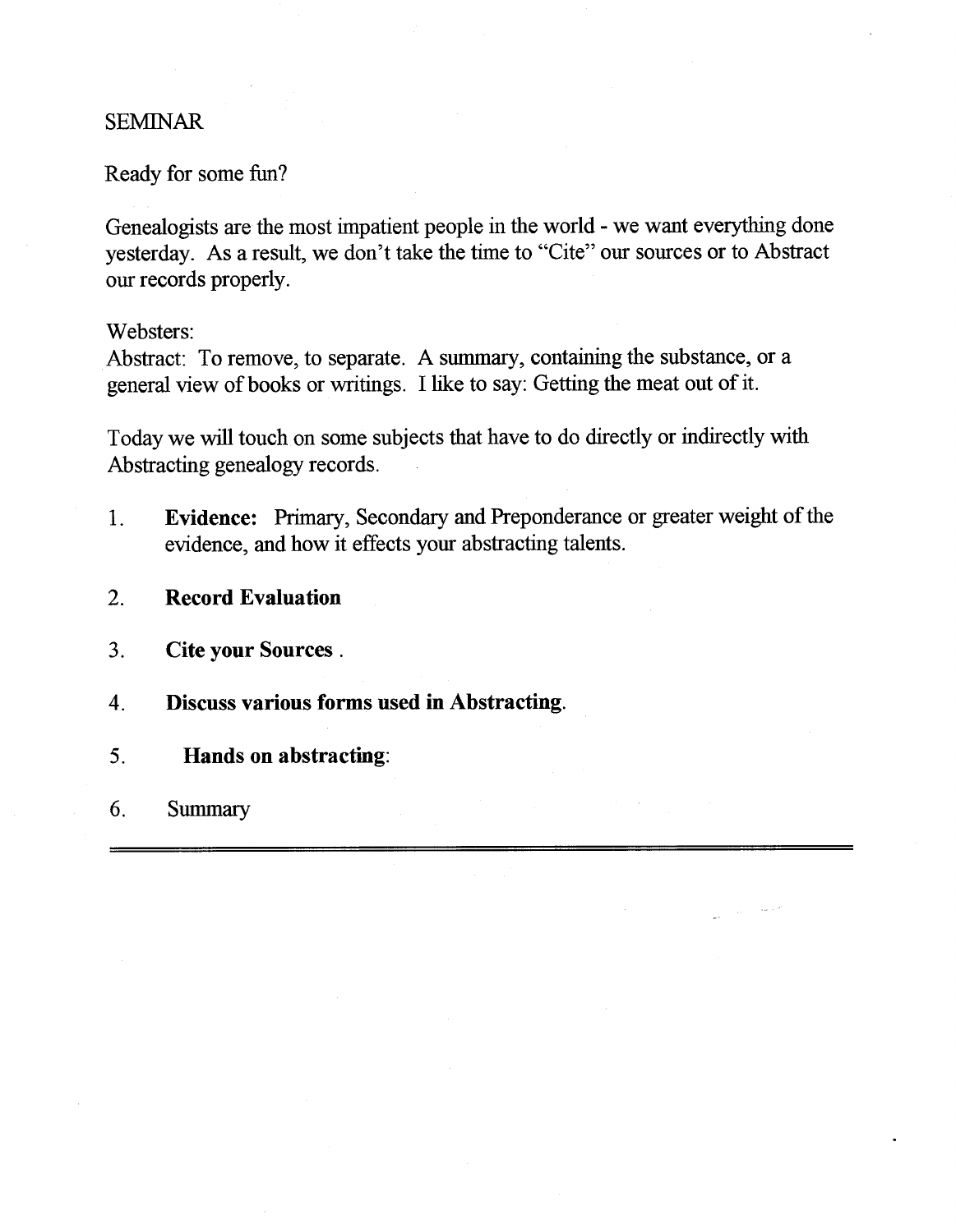# SEMINAR

Ready for some fun?

Genealogists are the most impatient people in the world - we want everything done yesterday. As a result, we don't take the time to "Cite" our sources or to Abstract our records properly.

Websters:
Abstract: To remove, to separate. A summary, containing the substance, or a general view of books or writings. I like to say: Getting the meat out of it.

Today we will touch on some subjects that have to do directly or indirectly with Abstracting genealogy records.

1. **Evidence:** Primary, Secondary and Preponderance or greater weight of the evidence, and how it effects your abstracting talents.
2. **Record Evaluation**
3. **Cite your Sources** .
4. **Discuss various forms used in Abstracting.**
5. **Hands on abstracting**:
6. Summary

---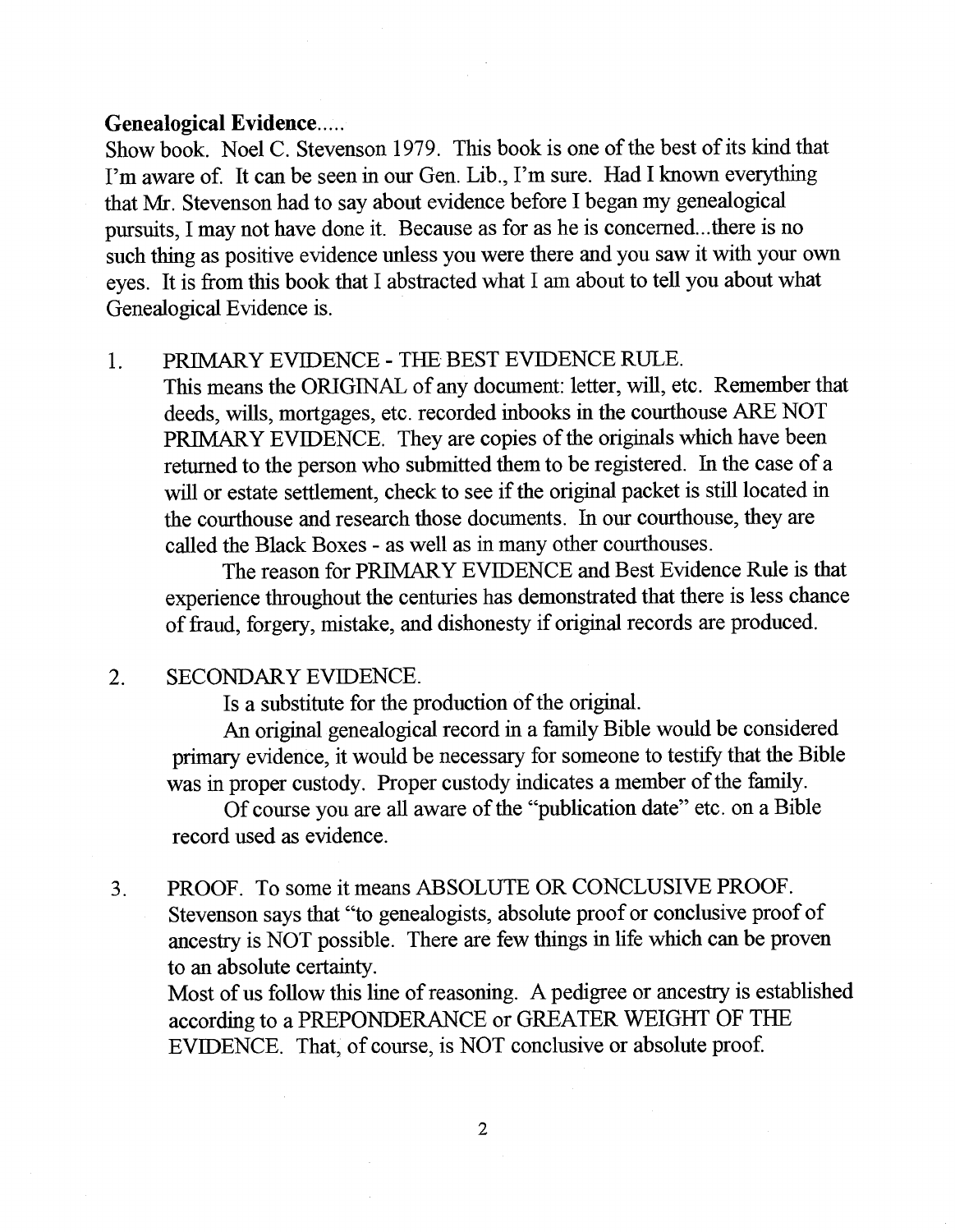**Genealogical Evidence.....**

Show book. Noel C. Stevenson 1979. This book is one of the best of its kind that I'm aware of. It can be seen in our Gen. Lib., I'm sure. Had I known everything that Mr. Stevenson had to say about evidence before I began my genealogical pursuits, I may not have done it. Because as for as he is concerned...there is no such thing as positive evidence unless you were there and you saw it with your own eyes. It is from this book that I abstracted what I am about to tell you about what Genealogical Evidence is.

1. PRIMARY EVIDENCE - THE BEST EVIDENCE RULE.

   This means the ORIGINAL of any document: letter, will, etc. Remember that deeds, wills, mortgages, etc. recorded inbooks in the courthouse ARE NOT PRIMARY EVIDENCE. They are copies of the originals which have been returned to the person who submitted them to be registered. In the case of a will or estate settlement, check to see if the original packet is still located in the courthouse and research those documents. In our courthouse, they are called the Black Boxes - as well as in many other courthouses.

   The reason for PRIMARY EVIDENCE and Best Evidence Rule is that experience throughout the centuries has demonstrated that there is less chance of fraud, forgery, mistake, and dishonesty if original records are produced.

2. SECONDARY EVIDENCE.

   Is a substitute for the production of the original.

   An original genealogical record in a family Bible would be considered primary evidence, it would be necessary for someone to testify that the Bible was in proper custody. Proper custody indicates a member of the family.

   Of course you are all aware of the "publication date" etc. on a Bible record used as evidence.

3. PROOF. To some it means ABSOLUTE OR CONCLUSIVE PROOF. Stevenson says that "to genealogists, absolute proof or conclusive proof of ancestry is NOT possible. There are few things in life which can be proven to an absolute certainty.

   Most of us follow this line of reasoning. A pedigree or ancestry is established according to a PREPONDERANCE or GREATER WEIGHT OF THE EVIDENCE. That, of course, is NOT conclusive or absolute proof.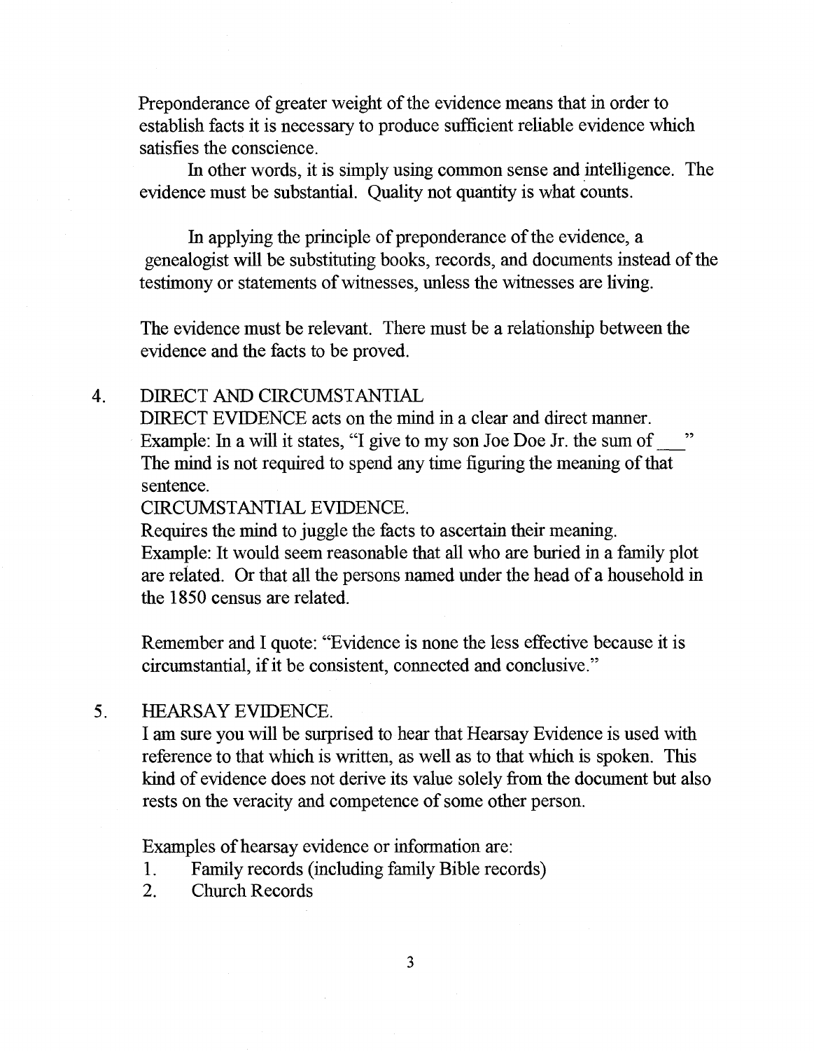Preponderance of greater weight of the evidence means that in order to establish facts it is necessary to produce sufficient reliable evidence which satisfies the conscience.

In other words, it is simply using common sense and intelligence. The evidence must be substantial. Quality not quantity is what counts.

In applying the principle of preponderance of the evidence, a genealogist will be substituting books, records, and documents instead of the testimony or statements of witnesses, unless the witnesses are living.

The evidence must be relevant. There must be a relationship between the evidence and the facts to be proved.

4. DIRECT AND CIRCUMSTANTIAL

   DIRECT EVIDENCE acts on the mind in a clear and direct manner. Example: In a will it states, "I give to my son Joe Doe Jr. the sum of ___" The mind is not required to spend any time figuring the meaning of that sentence.

   CIRCUMSTANTIAL EVIDENCE.

   Requires the mind to juggle the facts to ascertain their meaning. Example: It would seem reasonable that all who are buried in a family plot are related. Or that all the persons named under the head of a household in the 1850 census are related.

   Remember and I quote: "Evidence is none the less effective because it is circumstantial, if it be consistent, connected and conclusive."

5. HEARSAY EVIDENCE.

   I am sure you will be surprised to hear that Hearsay Evidence is used with reference to that which is written, as well as to that which is spoken. This kind of evidence does not derive its value solely from the document but also rests on the veracity and competence of some other person.

   Examples of hearsay evidence or information are:

   1. Family records (including family Bible records)
   2. Church Records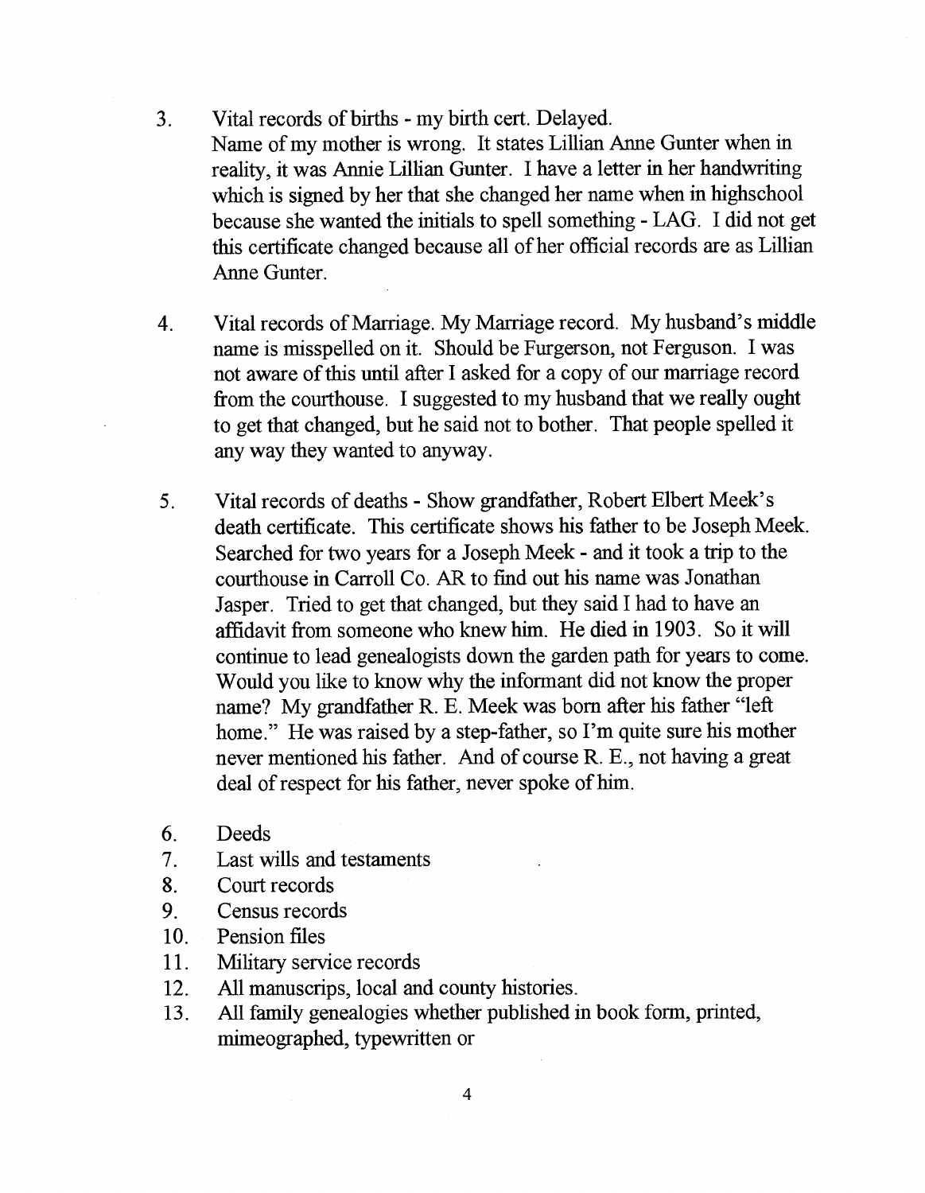3. Vital records of births - my birth cert. Delayed.
   Name of my mother is wrong. It states Lillian Anne Gunter when in reality, it was Annie Lillian Gunter. I have a letter in her handwriting which is signed by her that she changed her name when in highschool because she wanted the initials to spell something - LAG. I did not get this certificate changed because all of her official records are as Lillian Anne Gunter.

4. Vital records of Marriage. My Marriage record. My husband's middle name is misspelled on it. Should be Furgerson, not Ferguson. I was not aware of this until after I asked for a copy of our marriage record from the courthouse. I suggested to my husband that we really ought to get that changed, but he said not to bother. That people spelled it any way they wanted to anyway.

5. Vital records of deaths - Show grandfather, Robert Elbert Meek's death certificate. This certificate shows his father to be Joseph Meek. Searched for two years for a Joseph Meek - and it took a trip to the courthouse in Carroll Co. AR to find out his name was Jonathan Jasper. Tried to get that changed, but they said I had to have an affidavit from someone who knew him. He died in 1903. So it will continue to lead genealogists down the garden path for years to come. Would you like to know why the informant did not know the proper name? My grandfather R. E. Meek was born after his father "left home." He was raised by a step-father, so I'm quite sure his mother never mentioned his father. And of course R. E., not having a great deal of respect for his father, never spoke of him.

6. Deeds
7. Last wills and testaments
8. Court records
9. Census records
10. Pension files
11. Military service records
12. All manuscrips, local and county histories.
13. All family genealogies whether published in book form, printed, mimeographed, typewritten or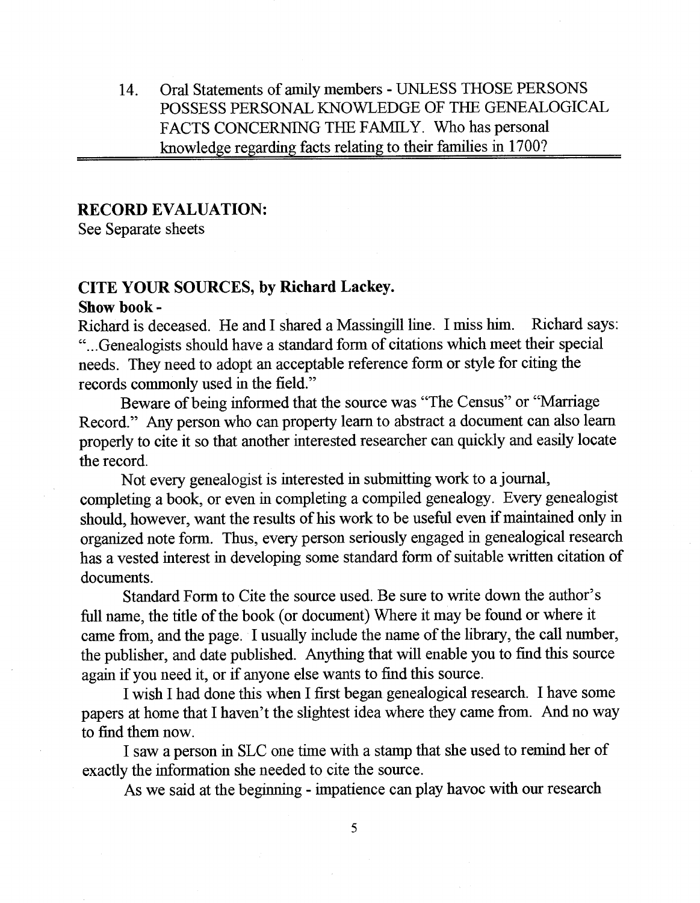14. Oral Statements of amily members - UNLESS THOSE PERSONS POSSESS PERSONAL KNOWLEDGE OF THE GENEALOGICAL FACTS CONCERNING THE FAMILY. Who has personal knowledge regarding facts relating to their families in 1700?

---

**RECORD EVALUATION:**
See Separate sheets

**CITE YOUR SOURCES, by Richard Lackey.**
**Show book -**
Richard is deceased. He and I shared a Massingill line. I miss him. Richard says: "...Genealogists should have a standard form of citations which meet their special needs. They need to adopt an acceptable reference form or style for citing the records commonly used in the field."

Beware of being informed that the source was "The Census" or "Marriage Record." Any person who can property learn to abstract a document can also learn properly to cite it so that another interested researcher can quickly and easily locate the record.

Not every genealogist is interested in submitting work to a journal, completing a book, or even in completing a compiled genealogy. Every genealogist should, however, want the results of his work to be useful even if maintained only in organized note form. Thus, every person seriously engaged in genealogical research has a vested interest in developing some standard form of suitable written citation of documents.

Standard Form to Cite the source used. Be sure to write down the author's full name, the title of the book (or document) Where it may be found or where it came from, and the page. I usually include the name of the library, the call number, the publisher, and date published. Anything that will enable you to find this source again if you need it, or if anyone else wants to find this source.

I wish I had done this when I first began genealogical research. I have some papers at home that I haven't the slightest idea where they came from. And no way to find them now.

I saw a person in SLC one time with a stamp that she used to remind her of exactly the information she needed to cite the source.

As we said at the beginning - impatience can play havoc with our research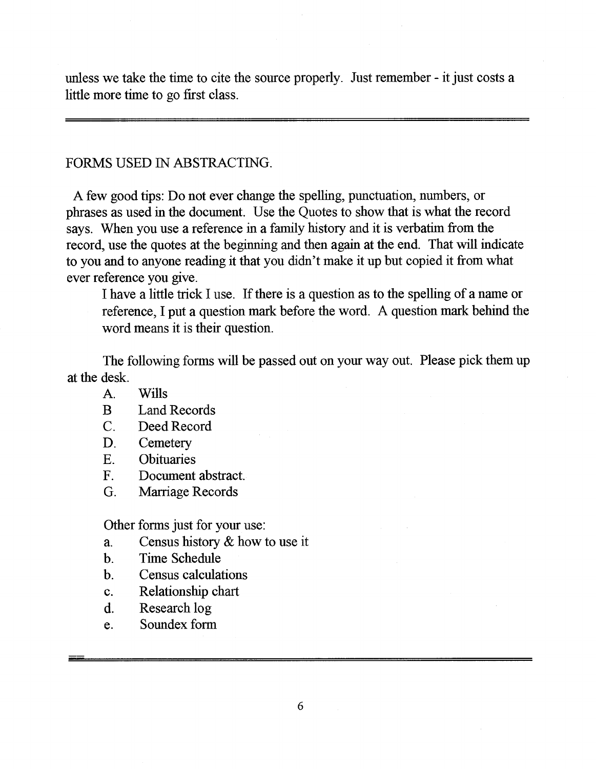unless we take the time to cite the source properly. Just remember - it just costs a little more time to go first class.

---

FORMS USED IN ABSTRACTING.

A few good tips: Do not ever change the spelling, punctuation, numbers, or phrases as used in the document. Use the Quotes to show that is what the record says. When you use a reference in a family history and it is verbatim from the record, use the quotes at the beginning and then again at the end. That will indicate to you and to anyone reading it that you didn't make it up but copied it from what ever reference you give.

I have a little trick I use. If there is a question as to the spelling of a name or reference, I put a question mark before the word. A question mark behind the word means it is their question.

The following forms will be passed out on your way out. Please pick them up at the desk.

A. Wills
B Land Records
C. Deed Record
D. Cemetery
E. Obituaries
F. Document abstract.
G. Marriage Records

Other forms just for your use:

a. Census history & how to use it
b. Time Schedule
b. Census calculations
c. Relationship chart
d. Research log
e. Soundex form

---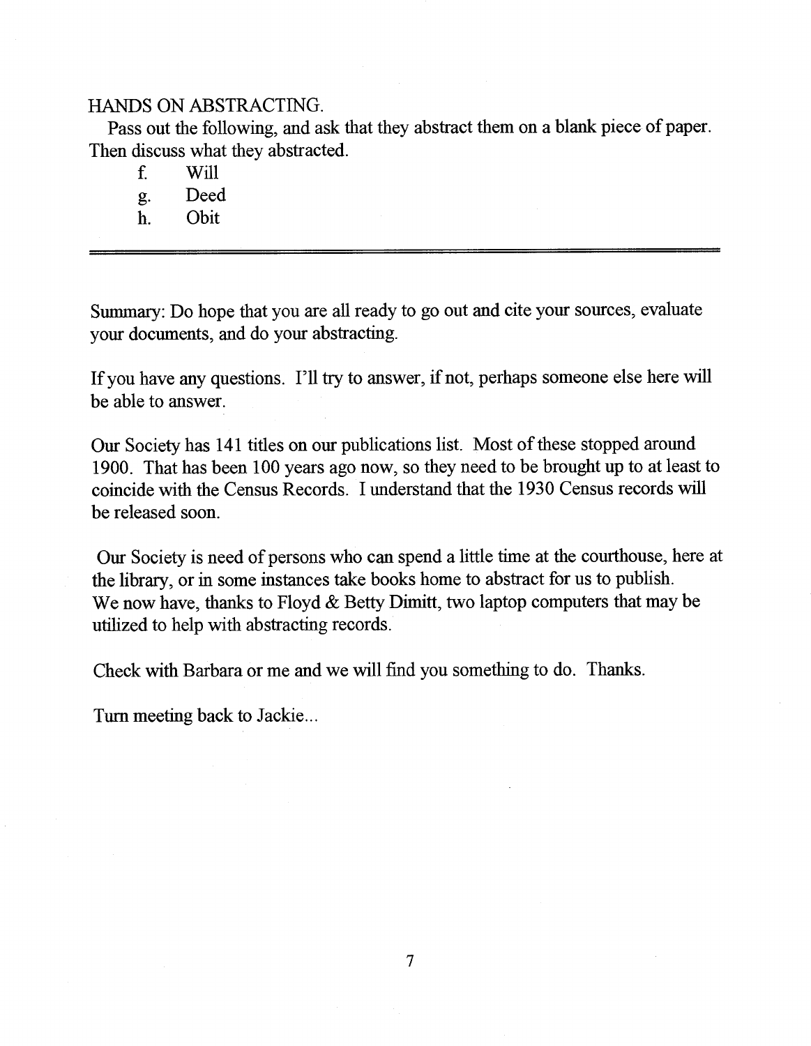HANDS ON ABSTRACTING.

Pass out the following, and ask that they abstract them on a blank piece of paper. Then discuss what they abstracted.

f. Will
g. Deed
h. Obit

---

Summary: Do hope that you are all ready to go out and cite your sources, evaluate your documents, and do your abstracting.

If you have any questions. I'll try to answer, if not, perhaps someone else here will be able to answer.

Our Society has 141 titles on our publications list. Most of these stopped around 1900. That has been 100 years ago now, so they need to be brought up to at least to coincide with the Census Records. I understand that the 1930 Census records will be released soon.

Our Society is need of persons who can spend a little time at the courthouse, here at the library, or in some instances take books home to abstract for us to publish. We now have, thanks to Floyd & Betty Dimitt, two laptop computers that may be utilized to help with abstracting records.

Check with Barbara or me and we will find you something to do. Thanks.

Turn meeting back to Jackie...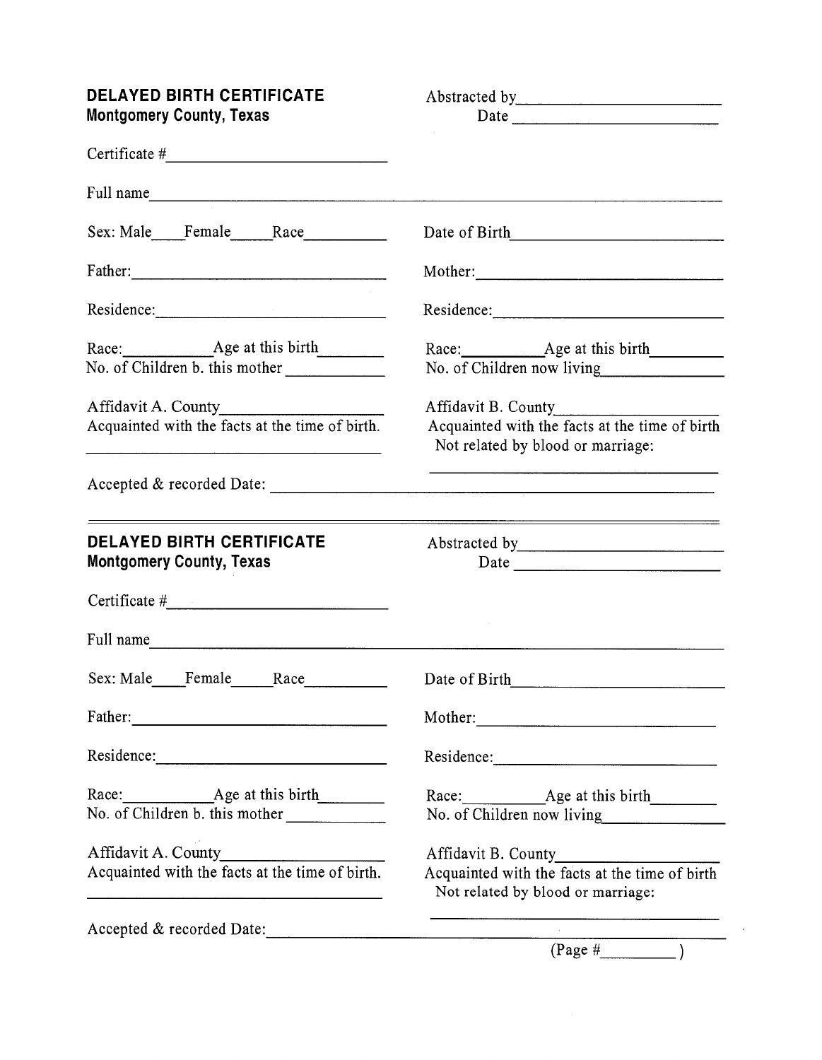## DELAYED BIRTH CERTIFICATE
**Montgomery County, Texas**

Abstracted by____________________
Date ____________________

Certificate #____________________

Full name________________________________________________

Sex: Male____Female_____Race__________

Date of Birth____________________

Father:____________________

Mother:____________________

Residence:____________________

Residence:____________________

Race:__________Age at this birth________
No. of Children b. this mother __________

Race:__________Age at this birth________
No. of Children now living______________

Affidavit A. County__________________
Acquainted with the facts at the time of birth.
____________________________________

Affidavit B. County__________________
Acquainted with the facts at the time of birth
Not related by blood or marriage:
____________________________________

Accepted & recorded Date: ________________________________________________

---

## DELAYED BIRTH CERTIFICATE
**Montgomery County, Texas**

Abstracted by____________________
Date ____________________

Certificate #____________________

Full name________________________________________________

Sex: Male____Female_____Race__________

Date of Birth____________________

Father:____________________

Mother:____________________

Residence:____________________

Residence:____________________

Race:__________Age at this birth________
No. of Children b. this mother __________

Race:__________Age at this birth________
No. of Children now living______________

Affidavit A. County__________________
Acquainted with the facts at the time of birth.
____________________________________

Affidavit B. County__________________
Acquainted with the facts at the time of birth
Not related by blood or marriage:
____________________________________

Accepted & recorded Date:________________________________________________

(Page #________ )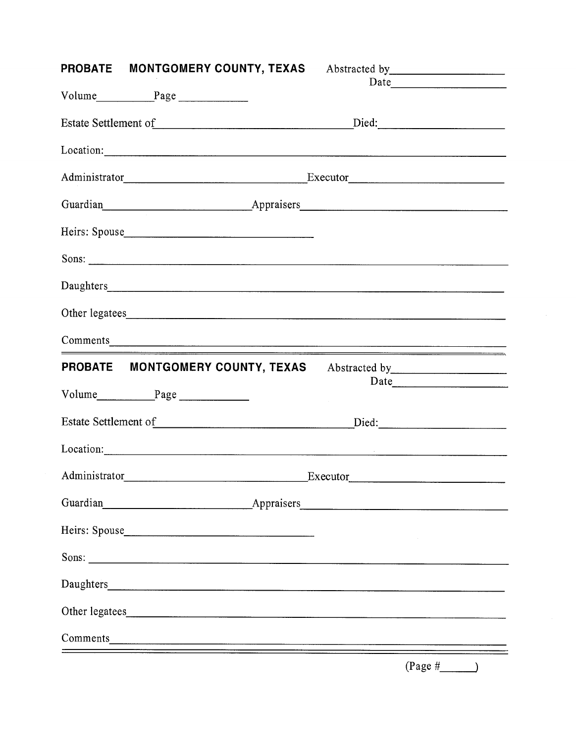**PROBATE MONTGOMERY COUNTY, TEXAS** Abstracted by\_\_\_\_\_\_\_\_\_\_\_\_\_\_\_\_\_\_\_\_

Date\_\_\_\_\_\_\_\_\_\_\_\_\_\_\_\_\_\_\_\_

Volume\_\_\_\_\_\_\_\_\_\_Page \_\_\_\_\_\_\_\_\_\_\_\_

Estate Settlement of\_\_\_\_\_\_\_\_\_\_\_\_\_\_\_\_\_\_\_\_\_\_\_\_\_\_\_\_\_\_\_\_\_\_\_\_\_\_\_\_Died:\_\_\_\_\_\_\_\_\_\_\_\_\_\_\_\_\_\_\_\_\_\_\_\_

Location:\_\_\_\_\_\_\_\_\_\_\_\_\_\_\_\_\_\_\_\_\_\_\_\_\_\_\_\_\_\_\_\_\_\_\_\_\_\_\_\_\_\_\_\_\_\_\_\_\_\_\_\_\_\_\_\_\_\_\_\_\_\_\_\_\_\_\_\_\_\_\_\_\_\_\_\_\_\_\_\_\_\_\_\_

Administrator\_\_\_\_\_\_\_\_\_\_\_\_\_\_\_\_\_\_\_\_\_\_\_\_\_\_\_\_\_\_\_\_\_\_\_\_\_\_Executor\_\_\_\_\_\_\_\_\_\_\_\_\_\_\_\_\_\_\_\_\_\_\_\_\_\_\_\_\_\_\_\_

Guardian\_\_\_\_\_\_\_\_\_\_\_\_\_\_\_\_\_\_\_\_\_\_\_\_\_\_\_\_\_\_\_\_\_Appraisers\_\_\_\_\_\_\_\_\_\_\_\_\_\_\_\_\_\_\_\_\_\_\_\_\_\_\_\_\_\_\_\_\_\_\_\_\_\_\_\_\_\_\_\_\_\_

Heirs: Spouse\_\_\_\_\_\_\_\_\_\_\_\_\_\_\_\_\_\_\_\_\_\_\_\_\_\_\_\_\_\_\_\_\_\_\_\_\_\_\_\_\_\_\_\_

Sons: \_\_\_\_\_\_\_\_\_\_\_\_\_\_\_\_\_\_\_\_\_\_\_\_\_\_\_\_\_\_\_\_\_\_\_\_\_\_\_\_\_\_\_\_\_\_\_\_\_\_\_\_\_\_\_\_\_\_\_\_\_\_\_\_\_\_\_\_\_\_\_\_\_\_\_\_\_\_\_\_\_\_\_\_\_\_\_\_\_\_

Daughters\_\_\_\_\_\_\_\_\_\_\_\_\_\_\_\_\_\_\_\_\_\_\_\_\_\_\_\_\_\_\_\_\_\_\_\_\_\_\_\_\_\_\_\_\_\_\_\_\_\_\_\_\_\_\_\_\_\_\_\_\_\_\_\_\_\_\_\_\_\_\_\_\_\_\_\_\_\_\_\_\_\_\_\_\_\_

Other legatees\_\_\_\_\_\_\_\_\_\_\_\_\_\_\_\_\_\_\_\_\_\_\_\_\_\_\_\_\_\_\_\_\_\_\_\_\_\_\_\_\_\_\_\_\_\_\_\_\_\_\_\_\_\_\_\_\_\_\_\_\_\_\_\_\_\_\_\_\_\_\_\_\_\_\_\_\_\_\_\_\_\_

Comments\_\_\_\_\_\_\_\_\_\_\_\_\_\_\_\_\_\_\_\_\_\_\_\_\_\_\_\_\_\_\_\_\_\_\_\_\_\_\_\_\_\_\_\_\_\_\_\_\_\_\_\_\_\_\_\_\_\_\_\_\_\_\_\_\_\_\_\_\_\_\_\_\_\_\_\_\_\_\_\_\_\_\_\_\_\_

---

**PROBATE MONTGOMERY COUNTY, TEXAS** Abstracted by\_\_\_\_\_\_\_\_\_\_\_\_\_\_\_\_\_\_\_\_

Date\_\_\_\_\_\_\_\_\_\_\_\_\_\_\_\_\_\_\_\_

Volume\_\_\_\_\_\_\_\_\_\_Page \_\_\_\_\_\_\_\_\_\_\_\_

Estate Settlement of\_\_\_\_\_\_\_\_\_\_\_\_\_\_\_\_\_\_\_\_\_\_\_\_\_\_\_\_\_\_\_\_\_\_\_\_\_\_\_\_Died:\_\_\_\_\_\_\_\_\_\_\_\_\_\_\_\_\_\_\_\_\_\_\_\_

Location:\_\_\_\_\_\_\_\_\_\_\_\_\_\_\_\_\_\_\_\_\_\_\_\_\_\_\_\_\_\_\_\_\_\_\_\_\_\_\_\_\_\_\_\_\_\_\_\_\_\_\_\_\_\_\_\_\_\_\_\_\_\_\_\_\_\_\_\_\_\_\_\_\_\_\_\_\_\_\_\_\_\_\_\_

Administrator\_\_\_\_\_\_\_\_\_\_\_\_\_\_\_\_\_\_\_\_\_\_\_\_\_\_\_\_\_\_\_\_\_\_\_\_\_\_Executor\_\_\_\_\_\_\_\_\_\_\_\_\_\_\_\_\_\_\_\_\_\_\_\_\_\_\_\_\_\_\_\_

Guardian\_\_\_\_\_\_\_\_\_\_\_\_\_\_\_\_\_\_\_\_\_\_\_\_\_\_\_\_\_\_\_\_\_Appraisers\_\_\_\_\_\_\_\_\_\_\_\_\_\_\_\_\_\_\_\_\_\_\_\_\_\_\_\_\_\_\_\_\_\_\_\_\_\_\_\_\_\_\_\_\_\_

Heirs: Spouse\_\_\_\_\_\_\_\_\_\_\_\_\_\_\_\_\_\_\_\_\_\_\_\_\_\_\_\_\_\_\_\_\_\_\_\_\_\_\_\_\_\_\_\_

Sons: \_\_\_\_\_\_\_\_\_\_\_\_\_\_\_\_\_\_\_\_\_\_\_\_\_\_\_\_\_\_\_\_\_\_\_\_\_\_\_\_\_\_\_\_\_\_\_\_\_\_\_\_\_\_\_\_\_\_\_\_\_\_\_\_\_\_\_\_\_\_\_\_\_\_\_\_\_\_\_\_\_\_\_\_\_\_\_\_\_\_

Daughters\_\_\_\_\_\_\_\_\_\_\_\_\_\_\_\_\_\_\_\_\_\_\_\_\_\_\_\_\_\_\_\_\_\_\_\_\_\_\_\_\_\_\_\_\_\_\_\_\_\_\_\_\_\_\_\_\_\_\_\_\_\_\_\_\_\_\_\_\_\_\_\_\_\_\_\_\_\_\_\_\_\_\_\_\_\_

Other legatees\_\_\_\_\_\_\_\_\_\_\_\_\_\_\_\_\_\_\_\_\_\_\_\_\_\_\_\_\_\_\_\_\_\_\_\_\_\_\_\_\_\_\_\_\_\_\_\_\_\_\_\_\_\_\_\_\_\_\_\_\_\_\_\_\_\_\_\_\_\_\_\_\_\_\_\_\_\_\_\_\_\_

Comments\_\_\_\_\_\_\_\_\_\_\_\_\_\_\_\_\_\_\_\_\_\_\_\_\_\_\_\_\_\_\_\_\_\_\_\_\_\_\_\_\_\_\_\_\_\_\_\_\_\_\_\_\_\_\_\_\_\_\_\_\_\_\_\_\_\_\_\_\_\_\_\_\_\_\_\_\_\_\_\_\_\_\_\_\_\_

---

(Page #\_\_\_\_\_\_)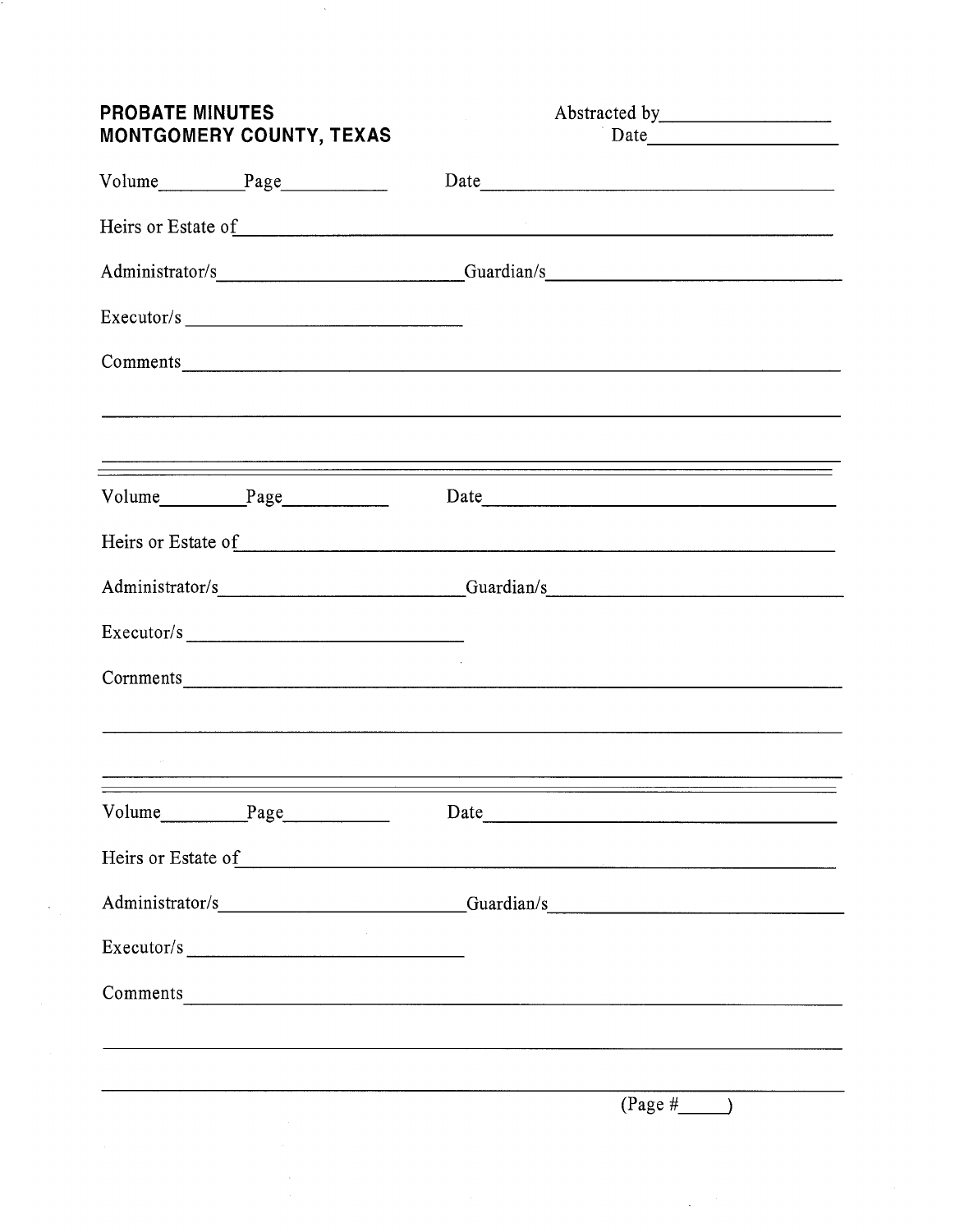**PROBATE MINUTES**
**MONTGOMERY COUNTY, TEXAS**

Abstracted by\_\_\_\_\_\_\_\_\_\_\_\_\_\_\_\_\_\_
Date\_\_\_\_\_\_\_\_\_\_\_\_\_\_\_\_\_\_

Volume\_\_\_\_\_\_\_\_\_Page\_\_\_\_\_\_\_\_\_\_\_ Date\_\_\_\_\_\_\_\_\_\_\_\_\_\_\_\_\_\_\_\_\_\_\_\_\_\_\_\_\_\_\_\_\_\_

Heirs or Estate of\_\_\_\_\_\_\_\_\_\_\_\_\_\_\_\_\_\_\_\_\_\_\_\_\_\_\_\_\_\_\_\_\_\_\_\_\_\_\_\_\_\_\_\_\_\_\_\_\_\_\_\_\_\_\_\_

Administrator/s\_\_\_\_\_\_\_\_\_\_\_\_\_\_\_\_\_\_\_\_\_\_\_\_\_\_Guardian/s\_\_\_\_\_\_\_\_\_\_\_\_\_\_\_\_\_\_\_\_\_\_\_\_\_\_\_\_

Executor/s \_\_\_\_\_\_\_\_\_\_\_\_\_\_\_\_\_\_\_\_\_\_\_\_\_\_\_\_

Comments\_\_\_\_\_\_\_\_\_\_\_\_\_\_\_\_\_\_\_\_\_\_\_\_\_\_\_\_\_\_\_\_\_\_\_\_\_\_\_\_\_\_\_\_\_\_\_\_\_\_\_\_\_\_\_\_\_\_\_\_\_\_\_

---

Volume\_\_\_\_\_\_\_\_\_Page\_\_\_\_\_\_\_\_\_\_\_ Date\_\_\_\_\_\_\_\_\_\_\_\_\_\_\_\_\_\_\_\_\_\_\_\_\_\_\_\_\_\_\_\_\_\_

Heirs or Estate of\_\_\_\_\_\_\_\_\_\_\_\_\_\_\_\_\_\_\_\_\_\_\_\_\_\_\_\_\_\_\_\_\_\_\_\_\_\_\_\_\_\_\_\_\_\_\_\_\_\_\_\_\_\_\_\_

Administrator/s\_\_\_\_\_\_\_\_\_\_\_\_\_\_\_\_\_\_\_\_\_\_\_\_\_\_Guardian/s\_\_\_\_\_\_\_\_\_\_\_\_\_\_\_\_\_\_\_\_\_\_\_\_\_\_\_\_

Executor/s \_\_\_\_\_\_\_\_\_\_\_\_\_\_\_\_\_\_\_\_\_\_\_\_\_\_\_\_

Comments\_\_\_\_\_\_\_\_\_\_\_\_\_\_\_\_\_\_\_\_\_\_\_\_\_\_\_\_\_\_\_\_\_\_\_\_\_\_\_\_\_\_\_\_\_\_\_\_\_\_\_\_\_\_\_\_\_\_\_\_\_\_\_

---

Volume\_\_\_\_\_\_\_\_\_Page\_\_\_\_\_\_\_\_\_\_\_ Date\_\_\_\_\_\_\_\_\_\_\_\_\_\_\_\_\_\_\_\_\_\_\_\_\_\_\_\_\_\_\_\_\_\_

Heirs or Estate of\_\_\_\_\_\_\_\_\_\_\_\_\_\_\_\_\_\_\_\_\_\_\_\_\_\_\_\_\_\_\_\_\_\_\_\_\_\_\_\_\_\_\_\_\_\_\_\_\_\_\_\_\_\_\_\_

Administrator/s\_\_\_\_\_\_\_\_\_\_\_\_\_\_\_\_\_\_\_\_\_\_\_\_\_\_Guardian/s\_\_\_\_\_\_\_\_\_\_\_\_\_\_\_\_\_\_\_\_\_\_\_\_\_\_\_\_

Executor/s \_\_\_\_\_\_\_\_\_\_\_\_\_\_\_\_\_\_\_\_\_\_\_\_\_\_\_\_

Comments\_\_\_\_\_\_\_\_\_\_\_\_\_\_\_\_\_\_\_\_\_\_\_\_\_\_\_\_\_\_\_\_\_\_\_\_\_\_\_\_\_\_\_\_\_\_\_\_\_\_\_\_\_\_\_\_\_\_\_\_\_\_\_

(Page #\_\_\_\_\_)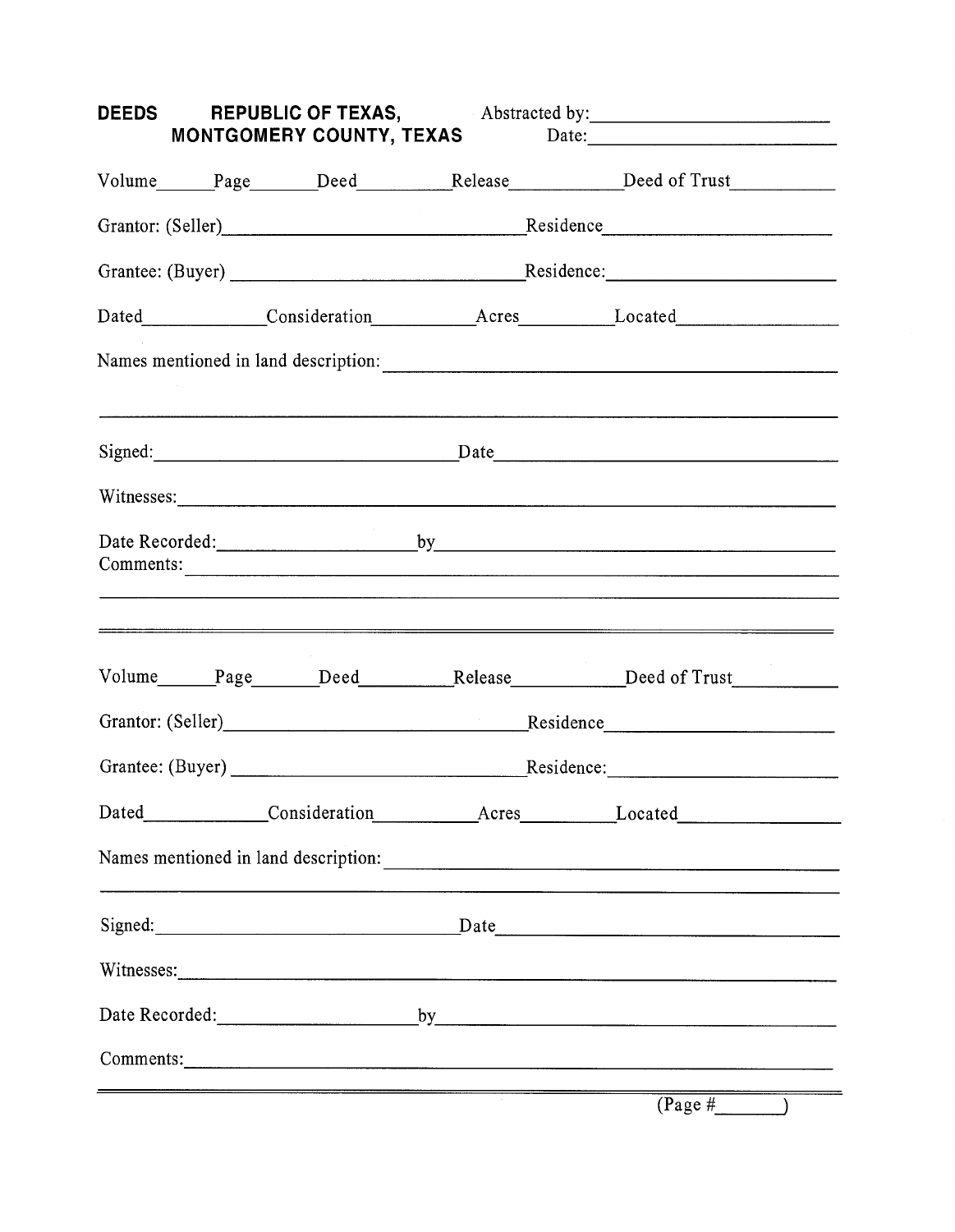**DEEDS** **REPUBLIC OF TEXAS,** Abstracted by:\_\_\_\_\_\_\_\_\_\_\_\_\_\_\_\_\_\_\_\_
**MONTGOMERY COUNTY, TEXAS** Date:\_\_\_\_\_\_\_\_\_\_\_\_\_\_\_\_\_\_\_\_

Volume\_\_\_\_\_\_Page\_\_\_\_\_\_\_Deed\_\_\_\_\_\_\_\_\_\_Release\_\_\_\_\_\_\_\_\_\_\_\_Deed of Trust\_\_\_\_\_\_\_\_\_\_\_

Grantor: (Seller)\_\_\_\_\_\_\_\_\_\_\_\_\_\_\_\_\_\_\_\_\_\_\_\_\_\_\_\_\_\_\_\_Residence\_\_\_\_\_\_\_\_\_\_\_\_\_\_\_\_\_\_\_\_\_\_\_\_

Grantee: (Buyer) \_\_\_\_\_\_\_\_\_\_\_\_\_\_\_\_\_\_\_\_\_\_\_\_\_\_\_\_\_\_\_Residence:\_\_\_\_\_\_\_\_\_\_\_\_\_\_\_\_\_\_\_\_\_\_\_\_

Dated\_\_\_\_\_\_\_\_\_\_\_\_\_Consideration\_\_\_\_\_\_\_\_\_\_\_Acres\_\_\_\_\_\_\_\_\_\_Located\_\_\_\_\_\_\_\_\_\_\_\_\_\_\_\_\_

Names mentioned in land description: \_\_\_\_\_\_\_\_\_\_\_\_\_\_\_\_\_\_\_\_\_\_\_\_\_\_\_\_\_\_\_\_\_\_\_\_\_\_\_\_\_\_\_\_\_\_

\_\_\_\_\_\_\_\_\_\_\_\_\_\_\_\_\_\_\_\_\_\_\_\_\_\_\_\_\_\_\_\_\_\_\_\_\_\_\_\_\_\_\_\_\_\_\_\_\_\_\_\_\_\_\_\_\_\_\_\_\_\_\_\_\_\_\_\_\_\_\_\_\_\_\_\_\_\_\_\_

Signed:\_\_\_\_\_\_\_\_\_\_\_\_\_\_\_\_\_\_\_\_\_\_\_\_\_\_\_\_\_\_\_\_\_\_Date\_\_\_\_\_\_\_\_\_\_\_\_\_\_\_\_\_\_\_\_\_\_\_\_\_\_\_\_\_\_\_\_\_\_\_\_\_\_

Witnesses:\_\_\_\_\_\_\_\_\_\_\_\_\_\_\_\_\_\_\_\_\_\_\_\_\_\_\_\_\_\_\_\_\_\_\_\_\_\_\_\_\_\_\_\_\_\_\_\_\_\_\_\_\_\_\_\_\_\_\_\_\_\_\_\_\_\_\_\_\_\_

Date Recorded:\_\_\_\_\_\_\_\_\_\_\_\_\_\_\_\_\_\_\_\_\_by\_\_\_\_\_\_\_\_\_\_\_\_\_\_\_\_\_\_\_\_\_\_\_\_\_\_\_\_\_\_\_\_\_\_\_\_\_\_\_\_\_\_\_\_
Comments: \_\_\_\_\_\_\_\_\_\_\_\_\_\_\_\_\_\_\_\_\_\_\_\_\_\_\_\_\_\_\_\_\_\_\_\_\_\_\_\_\_\_\_\_\_\_\_\_\_\_\_\_\_\_\_\_\_\_\_\_\_\_\_\_\_\_\_\_\_

\_\_\_\_\_\_\_\_\_\_\_\_\_\_\_\_\_\_\_\_\_\_\_\_\_\_\_\_\_\_\_\_\_\_\_\_\_\_\_\_\_\_\_\_\_\_\_\_\_\_\_\_\_\_\_\_\_\_\_\_\_\_\_\_\_\_\_\_\_\_\_\_\_\_\_\_\_\_\_\_

---

Volume\_\_\_\_\_\_Page\_\_\_\_\_\_\_Deed\_\_\_\_\_\_\_\_\_\_Release\_\_\_\_\_\_\_\_\_\_\_\_Deed of Trust\_\_\_\_\_\_\_\_\_\_\_

Grantor: (Seller)\_\_\_\_\_\_\_\_\_\_\_\_\_\_\_\_\_\_\_\_\_\_\_\_\_\_\_\_\_\_\_\_Residence\_\_\_\_\_\_\_\_\_\_\_\_\_\_\_\_\_\_\_\_\_\_\_\_

Grantee: (Buyer) \_\_\_\_\_\_\_\_\_\_\_\_\_\_\_\_\_\_\_\_\_\_\_\_\_\_\_\_\_\_\_Residence:\_\_\_\_\_\_\_\_\_\_\_\_\_\_\_\_\_\_\_\_\_\_\_\_

Dated\_\_\_\_\_\_\_\_\_\_\_\_\_Consideration\_\_\_\_\_\_\_\_\_\_\_Acres\_\_\_\_\_\_\_\_\_\_Located\_\_\_\_\_\_\_\_\_\_\_\_\_\_\_\_\_

Names mentioned in land description: \_\_\_\_\_\_\_\_\_\_\_\_\_\_\_\_\_\_\_\_\_\_\_\_\_\_\_\_\_\_\_\_\_\_\_\_\_\_\_\_\_\_\_\_\_\_

\_\_\_\_\_\_\_\_\_\_\_\_\_\_\_\_\_\_\_\_\_\_\_\_\_\_\_\_\_\_\_\_\_\_\_\_\_\_\_\_\_\_\_\_\_\_\_\_\_\_\_\_\_\_\_\_\_\_\_\_\_\_\_\_\_\_\_\_\_\_\_\_\_\_\_\_\_\_\_\_

Signed:\_\_\_\_\_\_\_\_\_\_\_\_\_\_\_\_\_\_\_\_\_\_\_\_\_\_\_\_\_\_\_\_\_\_Date\_\_\_\_\_\_\_\_\_\_\_\_\_\_\_\_\_\_\_\_\_\_\_\_\_\_\_\_\_\_\_\_\_\_\_\_\_\_

Witnesses:\_\_\_\_\_\_\_\_\_\_\_\_\_\_\_\_\_\_\_\_\_\_\_\_\_\_\_\_\_\_\_\_\_\_\_\_\_\_\_\_\_\_\_\_\_\_\_\_\_\_\_\_\_\_\_\_\_\_\_\_\_\_\_\_\_\_\_\_\_\_

Date Recorded:\_\_\_\_\_\_\_\_\_\_\_\_\_\_\_\_\_\_\_\_\_by\_\_\_\_\_\_\_\_\_\_\_\_\_\_\_\_\_\_\_\_\_\_\_\_\_\_\_\_\_\_\_\_\_\_\_\_\_\_\_\_\_\_\_\_

Comments:\_\_\_\_\_\_\_\_\_\_\_\_\_\_\_\_\_\_\_\_\_\_\_\_\_\_\_\_\_\_\_\_\_\_\_\_\_\_\_\_\_\_\_\_\_\_\_\_\_\_\_\_\_\_\_\_\_\_\_\_\_\_\_\_\_\_\_\_\_\_

---

(Page #\_\_\_\_\_\_\_)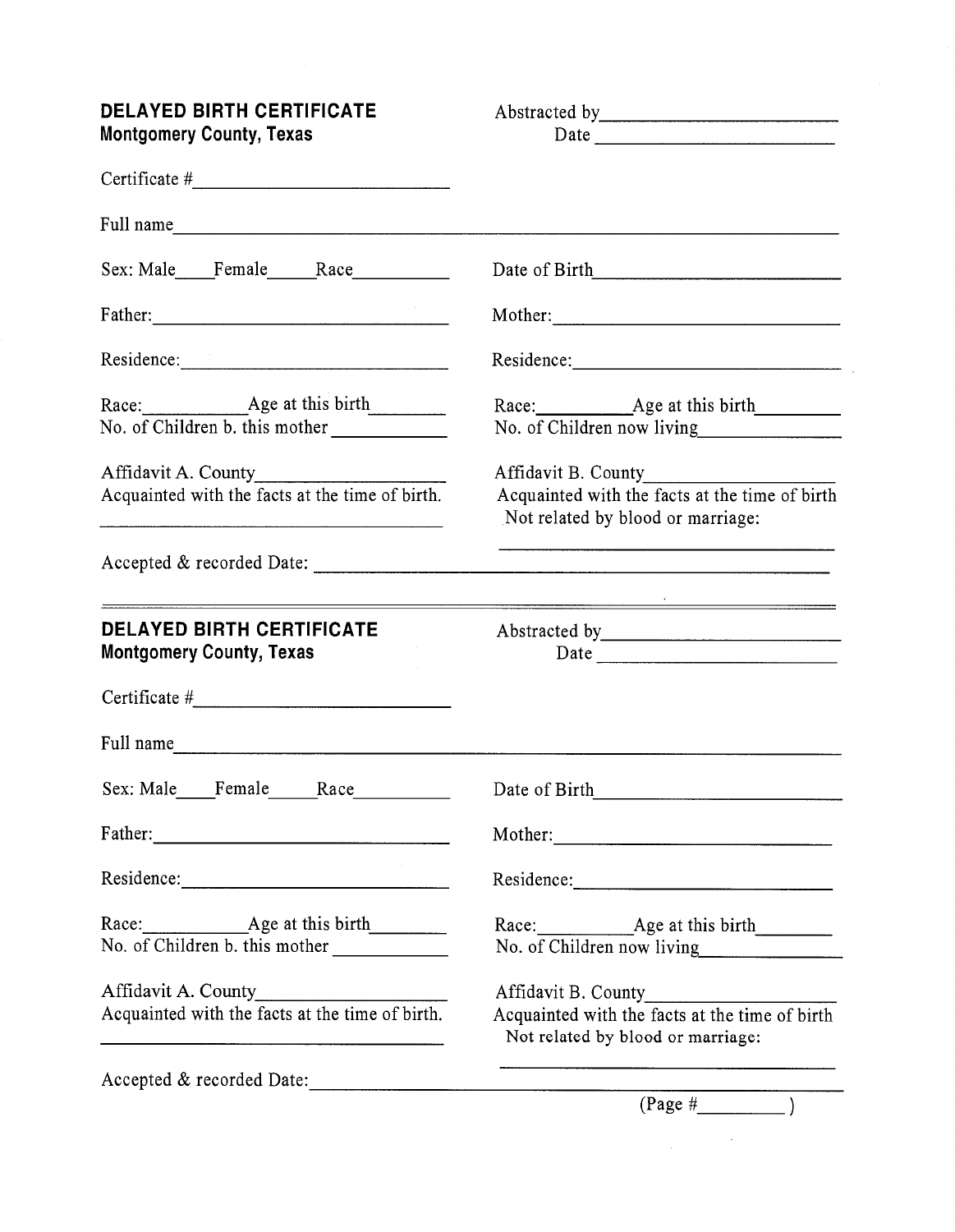**DELAYED BIRTH CERTIFICATE**
**Montgomery County, Texas**

Abstracted by\_\_\_\_\_\_\_\_\_\_\_\_\_\_\_\_\_\_\_\_\_\_\_\_
Date \_\_\_\_\_\_\_\_\_\_\_\_\_\_\_\_\_\_\_\_\_\_\_\_

Certificate #\_\_\_\_\_\_\_\_\_\_\_\_\_\_\_\_\_\_\_\_\_\_\_\_

Full name\_\_\_\_\_\_\_\_\_\_\_\_\_\_\_\_\_\_\_\_\_\_\_\_\_\_\_\_\_\_\_\_\_\_\_\_\_\_\_\_\_\_\_\_\_\_\_\_\_\_

Sex: Male\_\_\_\_Female\_\_\_\_\_Race\_\_\_\_\_\_\_\_\_\_

Date of Birth\_\_\_\_\_\_\_\_\_\_\_\_\_\_\_\_\_\_\_\_\_\_\_\_

Father:\_\_\_\_\_\_\_\_\_\_\_\_\_\_\_\_\_\_\_\_\_\_\_\_\_\_\_\_

Mother:\_\_\_\_\_\_\_\_\_\_\_\_\_\_\_\_\_\_\_\_\_\_\_\_\_\_\_\_

Residence:\_\_\_\_\_\_\_\_\_\_\_\_\_\_\_\_\_\_\_\_\_\_\_\_\_\_

Residence:\_\_\_\_\_\_\_\_\_\_\_\_\_\_\_\_\_\_\_\_\_\_\_\_\_\_

Race:\_\_\_\_\_\_\_\_\_\_Age at this birth\_\_\_\_\_\_\_\_
No. of Children b. this mother \_\_\_\_\_\_\_\_\_\_\_\_

Race:\_\_\_\_\_\_\_\_\_\_Age at this birth\_\_\_\_\_\_\_\_
No. of Children now living\_\_\_\_\_\_\_\_\_\_\_\_\_\_\_

Affidavit A. County\_\_\_\_\_\_\_\_\_\_\_\_\_\_\_\_\_\_\_\_
Acquainted with the facts at the time of birth.
\_\_\_\_\_\_\_\_\_\_\_\_\_\_\_\_\_\_\_\_\_\_\_\_\_\_\_\_\_\_\_\_\_\_\_\_

Affidavit B. County\_\_\_\_\_\_\_\_\_\_\_\_\_\_\_\_\_\_\_\_
Acquainted with the facts at the time of birth
Not related by blood or marriage:
\_\_\_\_\_\_\_\_\_\_\_\_\_\_\_\_\_\_\_\_\_\_\_\_\_\_\_\_\_\_\_\_\_\_\_\_

Accepted & recorded Date: \_\_\_\_\_\_\_\_\_\_\_\_\_\_\_\_\_\_\_\_\_\_\_\_\_\_\_\_\_\_\_\_\_\_\_\_\_\_

---

**DELAYED BIRTH CERTIFICATE**
**Montgomery County, Texas**

Abstracted by\_\_\_\_\_\_\_\_\_\_\_\_\_\_\_\_\_\_\_\_\_\_\_\_
Date \_\_\_\_\_\_\_\_\_\_\_\_\_\_\_\_\_\_\_\_\_\_\_\_

Certificate #\_\_\_\_\_\_\_\_\_\_\_\_\_\_\_\_\_\_\_\_\_\_\_\_

Full name\_\_\_\_\_\_\_\_\_\_\_\_\_\_\_\_\_\_\_\_\_\_\_\_\_\_\_\_\_\_\_\_\_\_\_\_\_\_\_\_\_\_\_\_\_\_\_\_\_\_

Sex: Male\_\_\_\_Female\_\_\_\_\_Race\_\_\_\_\_\_\_\_\_\_

Date of Birth\_\_\_\_\_\_\_\_\_\_\_\_\_\_\_\_\_\_\_\_\_\_\_\_

Father:\_\_\_\_\_\_\_\_\_\_\_\_\_\_\_\_\_\_\_\_\_\_\_\_\_\_\_\_

Mother:\_\_\_\_\_\_\_\_\_\_\_\_\_\_\_\_\_\_\_\_\_\_\_\_\_\_\_\_

Residence:\_\_\_\_\_\_\_\_\_\_\_\_\_\_\_\_\_\_\_\_\_\_\_\_\_\_

Residence:\_\_\_\_\_\_\_\_\_\_\_\_\_\_\_\_\_\_\_\_\_\_\_\_\_\_

Race:\_\_\_\_\_\_\_\_\_\_Age at this birth\_\_\_\_\_\_\_\_
No. of Children b. this mother \_\_\_\_\_\_\_\_\_\_\_\_

Race:\_\_\_\_\_\_\_\_\_\_Age at this birth\_\_\_\_\_\_\_\_
No. of Children now living\_\_\_\_\_\_\_\_\_\_\_\_\_\_\_

Affidavit A. County\_\_\_\_\_\_\_\_\_\_\_\_\_\_\_\_\_\_\_\_
Acquainted with the facts at the time of birth.
\_\_\_\_\_\_\_\_\_\_\_\_\_\_\_\_\_\_\_\_\_\_\_\_\_\_\_\_\_\_\_\_\_\_\_\_

Affidavit B. County\_\_\_\_\_\_\_\_\_\_\_\_\_\_\_\_\_\_\_\_
Acquainted with the facts at the time of birth
Not related by blood or marriage:
\_\_\_\_\_\_\_\_\_\_\_\_\_\_\_\_\_\_\_\_\_\_\_\_\_\_\_\_\_\_\_\_\_\_\_\_

Accepted & recorded Date:\_\_\_\_\_\_\_\_\_\_\_\_\_\_\_\_\_\_\_\_\_\_\_\_\_\_\_\_\_\_\_\_\_\_\_\_\_\_

(Page #\_\_\_\_\_\_\_\_\_ )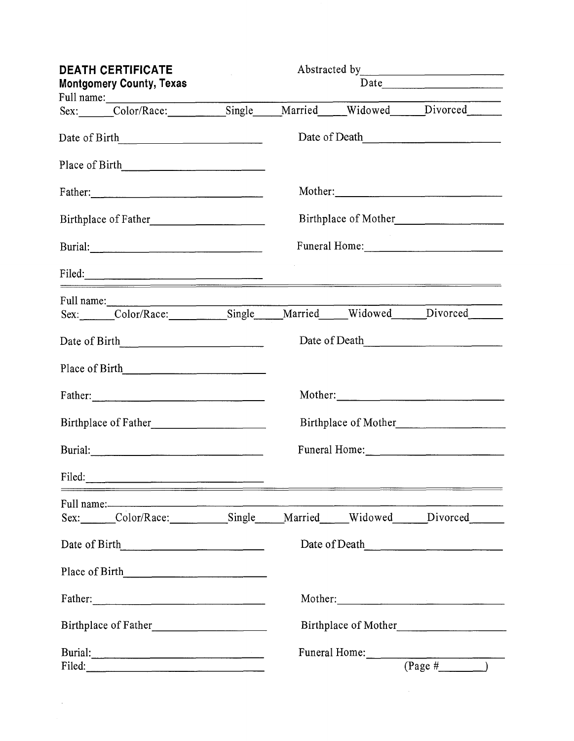**DEATH CERTIFICATE**
**Montgomery County, Texas**

Abstracted by\_\_\_\_\_\_\_\_\_\_\_\_\_\_\_\_\_\_\_\_

Date\_\_\_\_\_\_\_\_\_\_\_\_\_\_\_\_\_\_\_\_

Full name:\_\_\_\_\_\_\_\_\_\_\_\_\_\_\_\_\_\_\_\_\_\_\_\_\_\_\_\_\_\_\_\_\_\_\_\_\_\_\_\_

Sex:\_\_\_\_\_\_ Color/Race:\_\_\_\_\_\_\_\_\_\_ Single\_\_\_\_\_ Married\_\_\_\_\_ Widowed\_\_\_\_\_\_ Divorced\_\_\_\_\_\_

Date of Birth\_\_\_\_\_\_\_\_\_\_\_\_\_\_\_\_\_\_\_\_ Date of Death\_\_\_\_\_\_\_\_\_\_\_\_\_\_\_\_\_\_\_\_

Place of Birth\_\_\_\_\_\_\_\_\_\_\_\_\_\_\_\_\_\_\_\_

Father:\_\_\_\_\_\_\_\_\_\_\_\_\_\_\_\_\_\_\_\_ Mother:\_\_\_\_\_\_\_\_\_\_\_\_\_\_\_\_\_\_\_\_

Birthplace of Father\_\_\_\_\_\_\_\_\_\_\_\_\_\_\_\_\_\_\_\_ Birthplace of Mother\_\_\_\_\_\_\_\_\_\_\_\_\_\_\_\_\_\_\_\_

Burial:\_\_\_\_\_\_\_\_\_\_\_\_\_\_\_\_\_\_\_\_ Funeral Home:\_\_\_\_\_\_\_\_\_\_\_\_\_\_\_\_\_\_\_\_

Filed:\_\_\_\_\_\_\_\_\_\_\_\_\_\_\_\_\_\_\_\_

---

Full name:\_\_\_\_\_\_\_\_\_\_\_\_\_\_\_\_\_\_\_\_\_\_\_\_\_\_\_\_\_\_\_\_\_\_\_\_\_\_\_\_

Sex:\_\_\_\_\_\_ Color/Race:\_\_\_\_\_\_\_\_\_\_ Single\_\_\_\_\_ Married\_\_\_\_\_ Widowed\_\_\_\_\_\_ Divorced\_\_\_\_\_\_

Date of Birth\_\_\_\_\_\_\_\_\_\_\_\_\_\_\_\_\_\_\_\_ Date of Death\_\_\_\_\_\_\_\_\_\_\_\_\_\_\_\_\_\_\_\_

Place of Birth\_\_\_\_\_\_\_\_\_\_\_\_\_\_\_\_\_\_\_\_

Father:\_\_\_\_\_\_\_\_\_\_\_\_\_\_\_\_\_\_\_\_ Mother:\_\_\_\_\_\_\_\_\_\_\_\_\_\_\_\_\_\_\_\_

Birthplace of Father\_\_\_\_\_\_\_\_\_\_\_\_\_\_\_\_\_\_\_\_ Birthplace of Mother\_\_\_\_\_\_\_\_\_\_\_\_\_\_\_\_\_\_\_\_

Burial:\_\_\_\_\_\_\_\_\_\_\_\_\_\_\_\_\_\_\_\_ Funeral Home:\_\_\_\_\_\_\_\_\_\_\_\_\_\_\_\_\_\_\_\_

Filed:\_\_\_\_\_\_\_\_\_\_\_\_\_\_\_\_\_\_\_\_

---

Full name:\_\_\_\_\_\_\_\_\_\_\_\_\_\_\_\_\_\_\_\_\_\_\_\_\_\_\_\_\_\_\_\_\_\_\_\_\_\_\_\_

Sex:\_\_\_\_\_\_ Color/Race:\_\_\_\_\_\_\_\_\_\_ Single\_\_\_\_\_ Married\_\_\_\_\_ Widowed\_\_\_\_\_\_ Divorced\_\_\_\_\_\_

Date of Birth\_\_\_\_\_\_\_\_\_\_\_\_\_\_\_\_\_\_\_\_ Date of Death\_\_\_\_\_\_\_\_\_\_\_\_\_\_\_\_\_\_\_\_

Place of Birth\_\_\_\_\_\_\_\_\_\_\_\_\_\_\_\_\_\_\_\_

Father:\_\_\_\_\_\_\_\_\_\_\_\_\_\_\_\_\_\_\_\_ Mother:\_\_\_\_\_\_\_\_\_\_\_\_\_\_\_\_\_\_\_\_

Birthplace of Father\_\_\_\_\_\_\_\_\_\_\_\_\_\_\_\_\_\_\_\_ Birthplace of Mother\_\_\_\_\_\_\_\_\_\_\_\_\_\_\_\_\_\_\_\_

Burial:\_\_\_\_\_\_\_\_\_\_\_\_\_\_\_\_\_\_\_\_ Funeral Home:\_\_\_\_\_\_\_\_\_\_\_\_\_\_\_\_\_\_\_\_

Filed:\_\_\_\_\_\_\_\_\_\_\_\_\_\_\_\_\_\_\_\_

(Page #\_\_\_\_\_\_\_\_)